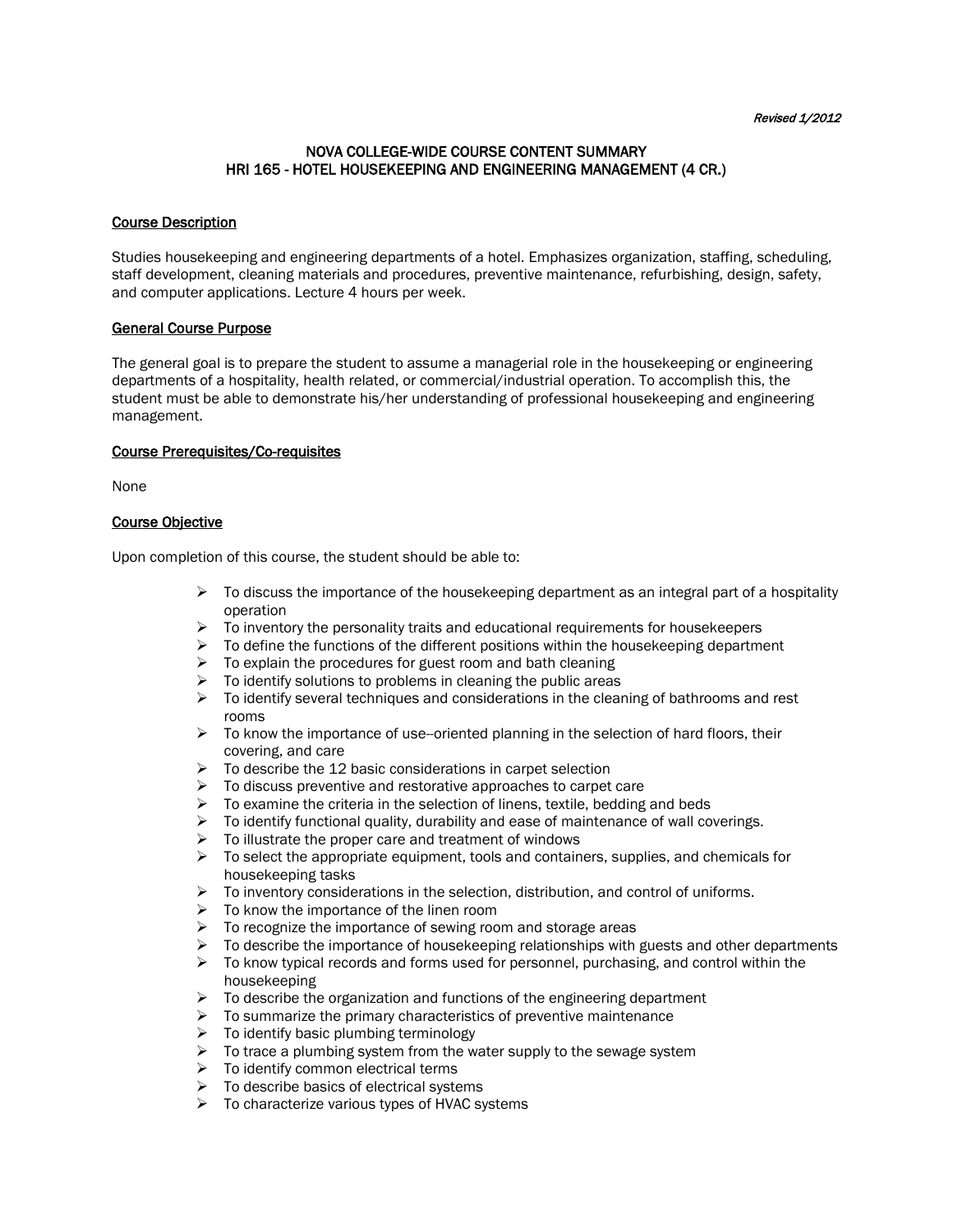*Revised 1/2012*

# NOVA COLLEGE-WIDE COURSE CONTENT SUMMARY
# HRI 165 - HOTEL HOUSEKEEPING AND ENGINEERING MANAGEMENT (4 CR.)

## Course Description

Studies housekeeping and engineering departments of a hotel. Emphasizes organization, staffing, scheduling, staff development, cleaning materials and procedures, preventive maintenance, refurbishing, design, safety, and computer applications. Lecture 4 hours per week.

## General Course Purpose

The general goal is to prepare the student to assume a managerial role in the housekeeping or engineering departments of a hospitality, health related, or commercial/industrial operation. To accomplish this, the student must be able to demonstrate his/her understanding of professional housekeeping and engineering management.

## Course Prerequisites/Co-requisites

None

## Course Objective

Upon completion of this course, the student should be able to:

- To discuss the importance of the housekeeping department as an integral part of a hospitality operation
- To inventory the personality traits and educational requirements for housekeepers
- To define the functions of the different positions within the housekeeping department
- To explain the procedures for guest room and bath cleaning
- To identify solutions to problems in cleaning the public areas
- To identify several techniques and considerations in the cleaning of bathrooms and rest rooms
- To know the importance of use--oriented planning in the selection of hard floors, their covering, and care
- To describe the 12 basic considerations in carpet selection
- To discuss preventive and restorative approaches to carpet care
- To examine the criteria in the selection of linens, textile, bedding and beds
- To identify functional quality, durability and ease of maintenance of wall coverings.
- To illustrate the proper care and treatment of windows
- To select the appropriate equipment, tools and containers, supplies, and chemicals for housekeeping tasks
- To inventory considerations in the selection, distribution, and control of uniforms.
- To know the importance of the linen room
- To recognize the importance of sewing room and storage areas
- To describe the importance of housekeeping relationships with guests and other departments
- To know typical records and forms used for personnel, purchasing, and control within the housekeeping
- To describe the organization and functions of the engineering department
- To summarize the primary characteristics of preventive maintenance
- To identify basic plumbing terminology
- To trace a plumbing system from the water supply to the sewage system
- To identify common electrical terms
- To describe basics of electrical systems
- To characterize various types of HVAC systems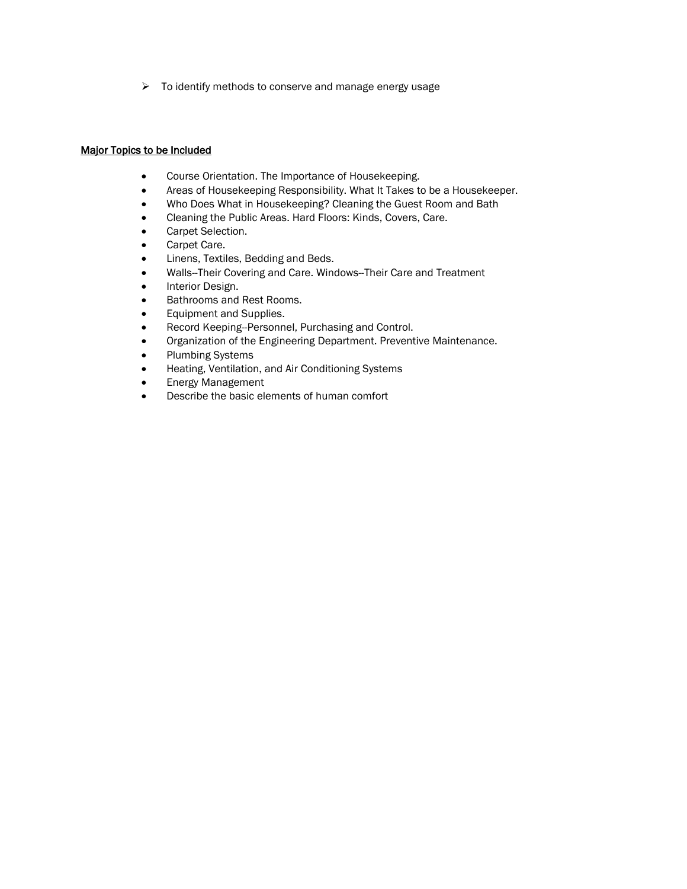- To identify methods to conserve and manage energy usage

<u>Major Topics to be Included</u>

- Course Orientation. The Importance of Housekeeping.
- Areas of Housekeeping Responsibility. What It Takes to be a Housekeeper.
- Who Does What in Housekeeping? Cleaning the Guest Room and Bath
- Cleaning the Public Areas. Hard Floors: Kinds, Covers, Care.
- Carpet Selection.
- Carpet Care.
- Linens, Textiles, Bedding and Beds.
- Walls--Their Covering and Care. Windows--Their Care and Treatment
- Interior Design.
- Bathrooms and Rest Rooms.
- Equipment and Supplies.
- Record Keeping--Personnel, Purchasing and Control.
- Organization of the Engineering Department. Preventive Maintenance.
- Plumbing Systems
- Heating, Ventilation, and Air Conditioning Systems
- Energy Management
- Describe the basic elements of human comfort